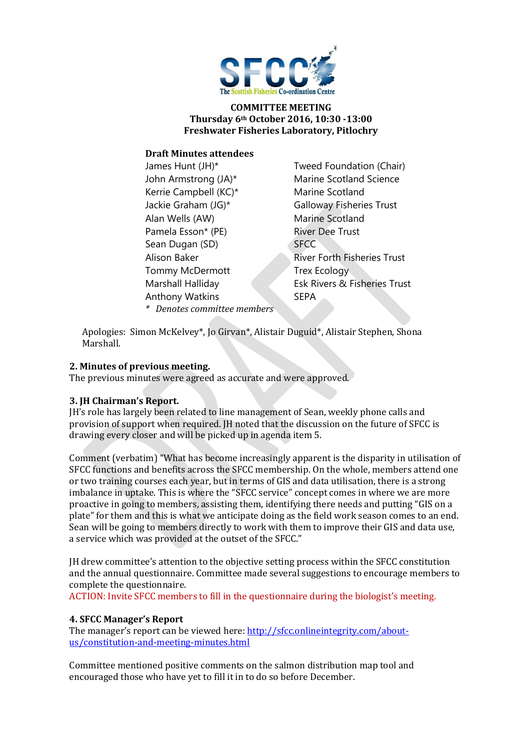**COMMITTEE MEETING**
**Thursday 6th October 2016, 10:30 -13:00**
**Freshwater Fisheries Laboratory, Pitlochry**

**Draft Minutes attendees**

| | |
|---|---|
| James Hunt (JH)* | Tweed Foundation (Chair) |
| John Armstrong (JA)* | Marine Scotland Science |
| Kerrie Campbell (KC)* | Marine Scotland |
| Jackie Graham (JG)* | Galloway Fisheries Trust |
| Alan Wells (AW) | Marine Scotland |
| Pamela Esson* (PE) | River Dee Trust |
| Sean Dugan (SD) | SFCC |
| Alison Baker | River Forth Fisheries Trust |
| Tommy McDermott | Trex Ecology |
| Marshall Halliday | Esk Rivers & Fisheries Trust |
| Anthony Watkins | SEPA |

\* *Denotes committee members*

Apologies: Simon McKelvey*, Jo Girvan*, Alistair Duguid*, Alistair Stephen, Shona Marshall.

**2. Minutes of previous meeting.**
The previous minutes were agreed as accurate and were approved.

**3. JH Chairman's Report.**
JH's role has largely been related to line management of Sean, weekly phone calls and provision of support when required. JH noted that the discussion on the future of SFCC is drawing every closer and will be picked up in agenda item 5.

Comment (verbatim) "What has become increasingly apparent is the disparity in utilisation of SFCC functions and benefits across the SFCC membership. On the whole, members attend one or two training courses each year, but in terms of GIS and data utilisation, there is a strong imbalance in uptake. This is where the "SFCC service" concept comes in where we are more proactive in going to members, assisting them, identifying there needs and putting "GIS on a plate" for them and this is what we anticipate doing as the field work season comes to an end. Sean will be going to members directly to work with them to improve their GIS and data use, a service which was provided at the outset of the SFCC."

JH drew committee's attention to the objective setting process within the SFCC constitution and the annual questionnaire. Committee made several suggestions to encourage members to complete the questionnaire.
ACTION: Invite SFCC members to fill in the questionnaire during the biologist's meeting.

**4. SFCC Manager's Report**
The manager's report can be viewed here: [http://sfcc.onlineintegrity.com/about-us/constitution-and-meeting-minutes.html](http://sfcc.onlineintegrity.com/about-us/constitution-and-meeting-minutes.html)

Committee mentioned positive comments on the salmon distribution map tool and encouraged those who have yet to fill it in to do so before December.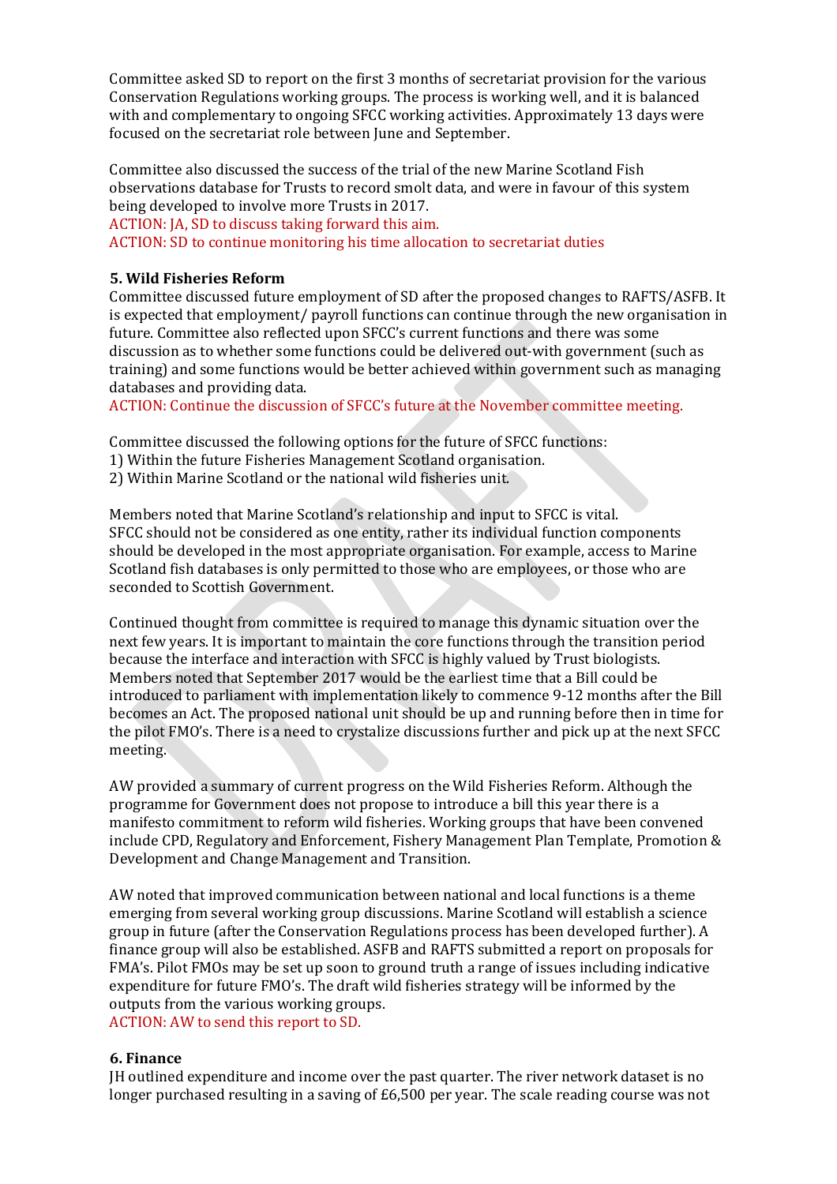Committee asked SD to report on the first 3 months of secretariat provision for the various Conservation Regulations working groups. The process is working well, and it is balanced with and complementary to ongoing SFCC working activities. Approximately 13 days were focused on the secretariat role between June and September.

Committee also discussed the success of the trial of the new Marine Scotland Fish observations database for Trusts to record smolt data, and were in favour of this system being developed to involve more Trusts in 2017.
ACTION: JA, SD to discuss taking forward this aim.
ACTION: SD to continue monitoring his time allocation to secretariat duties

**5. Wild Fisheries Reform**
Committee discussed future employment of SD after the proposed changes to RAFTS/ASFB. It is expected that employment/ payroll functions can continue through the new organisation in future. Committee also reflected upon SFCC's current functions and there was some discussion as to whether some functions could be delivered out-with government (such as training) and some functions would be better achieved within government such as managing databases and providing data.
ACTION: Continue the discussion of SFCC's future at the November committee meeting.

Committee discussed the following options for the future of SFCC functions:
1) Within the future Fisheries Management Scotland organisation.
2) Within Marine Scotland or the national wild fisheries unit.

Members noted that Marine Scotland's relationship and input to SFCC is vital. SFCC should not be considered as one entity, rather its individual function components should be developed in the most appropriate organisation. For example, access to Marine Scotland fish databases is only permitted to those who are employees, or those who are seconded to Scottish Government.

Continued thought from committee is required to manage this dynamic situation over the next few years. It is important to maintain the core functions through the transition period because the interface and interaction with SFCC is highly valued by Trust biologists. Members noted that September 2017 would be the earliest time that a Bill could be introduced to parliament with implementation likely to commence 9-12 months after the Bill becomes an Act. The proposed national unit should be up and running before then in time for the pilot FMO's. There is a need to crystalize discussions further and pick up at the next SFCC meeting.

AW provided a summary of current progress on the Wild Fisheries Reform. Although the programme for Government does not propose to introduce a bill this year there is a manifesto commitment to reform wild fisheries. Working groups that have been convened include CPD, Regulatory and Enforcement, Fishery Management Plan Template, Promotion & Development and Change Management and Transition.

AW noted that improved communication between national and local functions is a theme emerging from several working group discussions. Marine Scotland will establish a science group in future (after the Conservation Regulations process has been developed further). A finance group will also be established. ASFB and RAFTS submitted a report on proposals for FMA's. Pilot FMOs may be set up soon to ground truth a range of issues including indicative expenditure for future FMO's. The draft wild fisheries strategy will be informed by the outputs from the various working groups.
ACTION: AW to send this report to SD.

**6. Finance**
JH outlined expenditure and income over the past quarter. The river network dataset is no longer purchased resulting in a saving of £6,500 per year. The scale reading course was not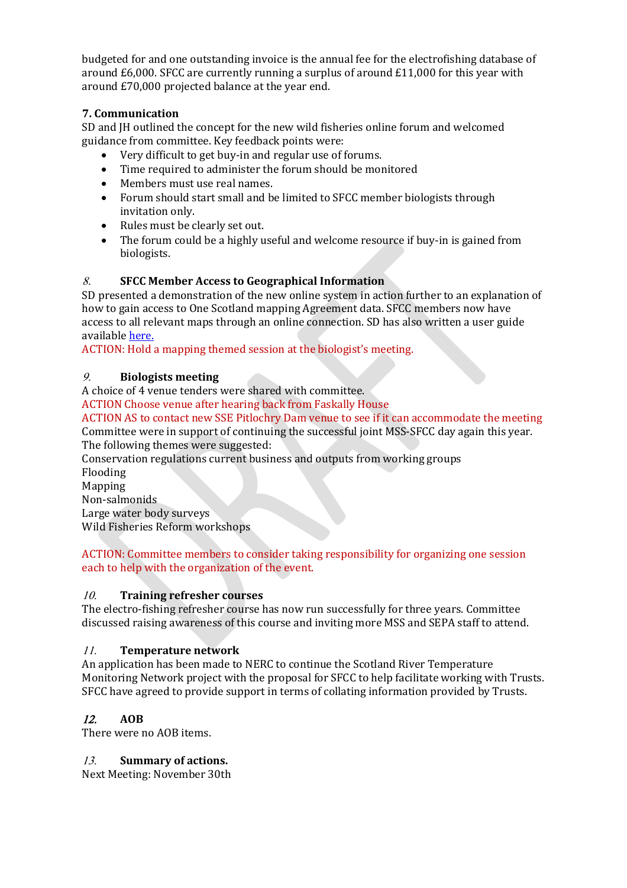budgeted for and one outstanding invoice is the annual fee for the electrofishing database of around £6,000. SFCC are currently running a surplus of around £11,000 for this year with around £70,000 projected balance at the year end.

**7. Communication**

SD and JH outlined the concept for the new wild fisheries online forum and welcomed guidance from committee. Key feedback points were:

- Very difficult to get buy-in and regular use of forums.
- Time required to administer the forum should be monitored
- Members must use real names.
- Forum should start small and be limited to SFCC member biologists through invitation only.
- Rules must be clearly set out.
- The forum could be a highly useful and welcome resource if buy-in is gained from biologists.

*8.* **SFCC Member Access to Geographical Information**

SD presented a demonstration of the new online system in action further to an explanation of how to gain access to One Scotland mapping Agreement data. SFCC members now have access to all relevant maps through an online connection. SD has also written a user guide available [here.]()

ACTION: Hold a mapping themed session at the biologist's meeting.

*9.* **Biologists meeting**

A choice of 4 venue tenders were shared with committee.

ACTION Choose venue after hearing back from Faskally House

ACTION AS to contact new SSE Pitlochry Dam venue to see if it can accommodate the meeting

Committee were in support of continuing the successful joint MSS-SFCC day again this year. The following themes were suggested:

Conservation regulations current business and outputs from working groups

Flooding

Mapping

Non-salmonids

Large water body surveys

Wild Fisheries Reform workshops

ACTION: Committee members to consider taking responsibility for organizing one session each to help with the organization of the event.

*10.* **Training refresher courses**

The electro-fishing refresher course has now run successfully for three years. Committee discussed raising awareness of this course and inviting more MSS and SEPA staff to attend.

*11.* **Temperature network**

An application has been made to NERC to continue the Scotland River Temperature Monitoring Network project with the proposal for SFCC to help facilitate working with Trusts. SFCC have agreed to provide support in terms of collating information provided by Trusts.

*12.* **AOB**

There were no AOB items.

*13.* **Summary of actions.**

Next Meeting: November 30th